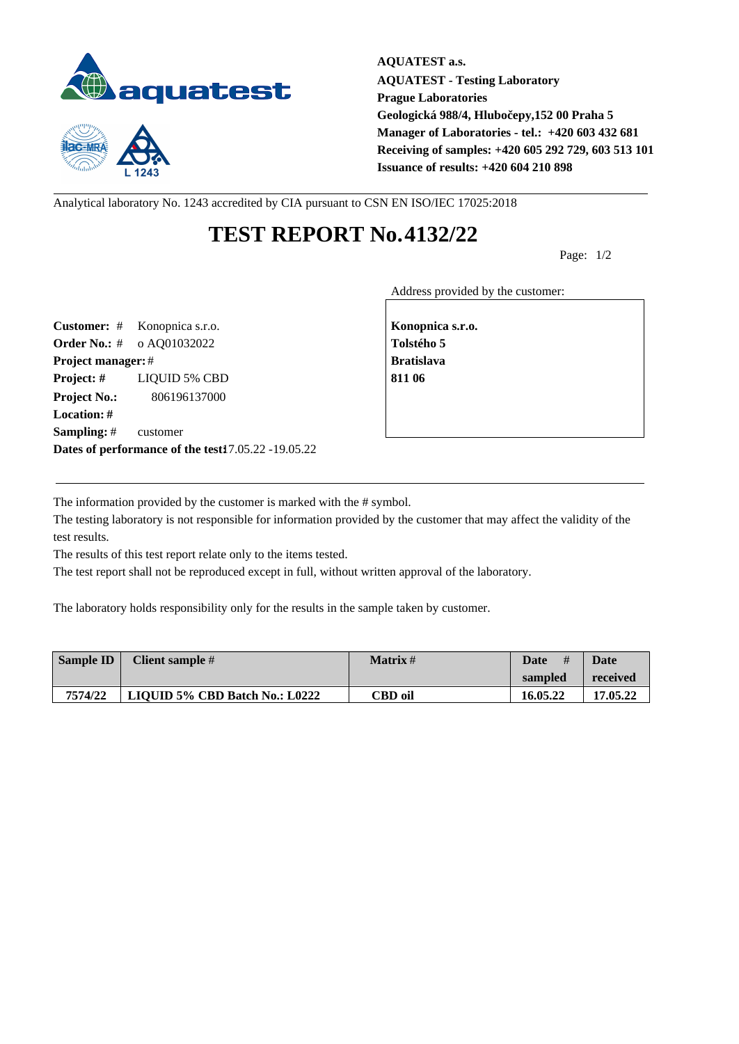**AQUATEST a.s.**
**AQUATEST - Testing Laboratory**
**Prague Laboratories**
**Geologická 988/4, Hlubočepy,152 00 Praha 5**
**Manager of Laboratories - tel.: +420 603 432 681**
**Receiving of samples: +420 605 292 729, 603 513 101**
**Issuance of results: +420 604 210 898**

Analytical laboratory No. 1243 accredited by CIA pursuant to CSN EN ISO/IEC 17025:2018

# TEST REPORT No.4132/22

Page: 1/2

**Customer:** # Konopnica s.r.o.
**Order No.:** # o AQ01032022
**Project manager:** #
**Project:** # LIQUID 5% CBD
**Project No.:** 806196137000
**Location:** #
**Sampling:** # customer
**Dates of performance of the test:** 17.05.22 -19.05.22

Address provided by the customer:

**Konopnica s.r.o.**
**Tolstého 5**
**Bratislava**
**811 06**

The information provided by the customer is marked with the # symbol.
The testing laboratory is not responsible for information provided by the customer that may affect the validity of the test results.
The results of this test report relate only to the items tested.
The test report shall not be reproduced except in full, without written approval of the laboratory.

The laboratory holds responsibility only for the results in the sample taken by customer.

| Sample ID | Client sample # | Matrix # | Date # sampled | Date received |
|---|---|---|---|---|
| 7574/22 | LIQUID 5% CBD Batch No.: L0222 | CBD oil | 16.05.22 | 17.05.22 |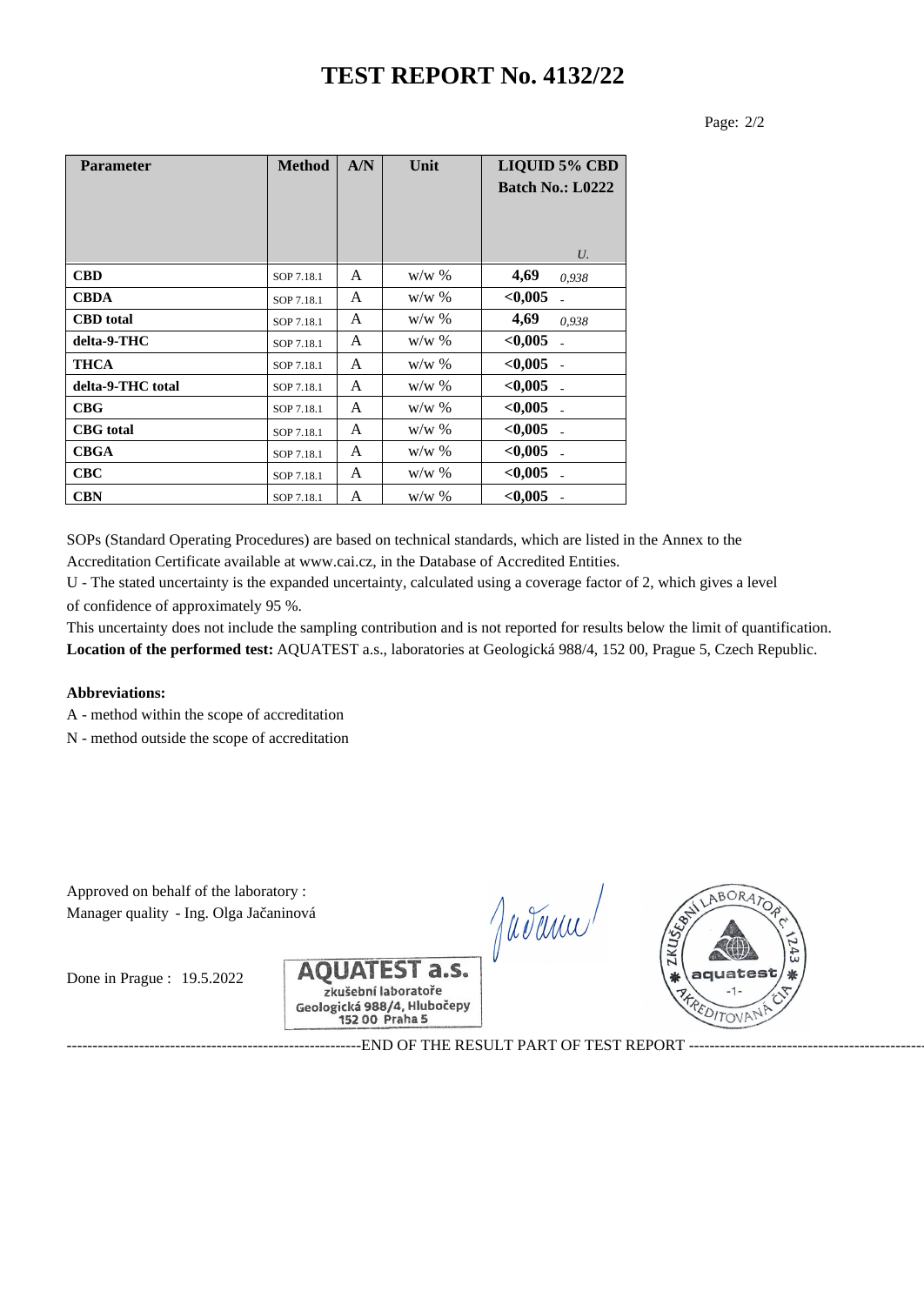# TEST REPORT No. 4132/22

| Parameter | Method | A/N | Unit | LIQUID 5% CBD Batch No.: L0222 | U. |
|---|---|---|---|---|---|
| **CBD** | SOP 7.18.1 | A | w/w % | **4,69** | 0,938 |
| **CBDA** | SOP 7.18.1 | A | w/w % | **<0,005** | - |
| **CBD total** | SOP 7.18.1 | A | w/w % | **4,69** | 0,938 |
| **delta-9-THC** | SOP 7.18.1 | A | w/w % | **<0,005** | - |
| **THCA** | SOP 7.18.1 | A | w/w % | **<0,005** | - |
| **delta-9-THC total** | SOP 7.18.1 | A | w/w % | **<0,005** | - |
| **CBG** | SOP 7.18.1 | A | w/w % | **<0,005** | - |
| **CBG total** | SOP 7.18.1 | A | w/w % | **<0,005** | - |
| **CBGA** | SOP 7.18.1 | A | w/w % | **<0,005** | - |
| **CBC** | SOP 7.18.1 | A | w/w % | **<0,005** | - |
| **CBN** | SOP 7.18.1 | A | w/w % | **<0,005** | - |

SOPs (Standard Operating Procedures) are based on technical standards, which are listed in the Annex to the Accreditation Certificate available at www.cai.cz, in the Database of Accredited Entities.
U - The stated uncertainty is the expanded uncertainty, calculated using a coverage factor of 2, which gives a level of confidence of approximately 95 %.
This uncertainty does not include the sampling contribution and is not reported for results below the limit of quantification.
**Location of the performed test:** AQUATEST a.s., laboratories at Geologická 988/4, 152 00, Prague 5, Czech Republic.

**Abbreviations:**

A - method within the scope of accreditation
N - method outside the scope of accreditation

Approved on behalf of the laboratory :
Manager quality - Ing. Olga Jačaninová

Done in Prague : 19.5.2022

AQUATEST a.s.
zkušební laboratoře
Geologická 988/4, Hlubočepy
152 00 Praha 5

ZKUŠEBNÍ LABORATOŘ č. 1243
aquatest
-1-
AKREDITOVANÁ ČIA

---END OF THE RESULT PART OF TEST REPORT ---